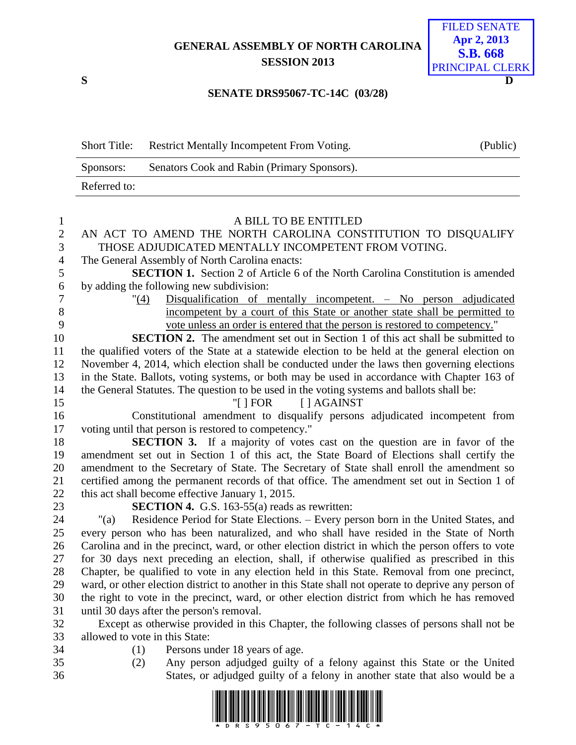GENERAL ASSEMBLY OF NORTH CAROLINA
SESSION 2013

FILED SENATE
Apr 2, 2013
S.B. 668
PRINCIPAL CLERK

S D

**SENATE DRS95067-TC-14C (03/28)**

| Short Title: | Restrict Mentally Incompetent From Voting. | (Public) |
|---|---|---|
| Sponsors: | Senators Cook and Rabin (Primary Sponsors). | |
| Referred to: | | |

A BILL TO BE ENTITLED

AN ACT TO AMEND THE NORTH CAROLINA CONSTITUTION TO DISQUALIFY THOSE ADJUDICATED MENTALLY INCOMPETENT FROM VOTING.

The General Assembly of North Carolina enacts:

**SECTION 1.** Section 2 of Article 6 of the North Carolina Constitution is amended by adding the following new subdivision:

"(4) Disqualification of mentally incompetent. – No person adjudicated incompetent by a court of this State or another state shall be permitted to vote unless an order is entered that the person is restored to competency."

**SECTION 2.** The amendment set out in Section 1 of this act shall be submitted to the qualified voters of the State at a statewide election to be held at the general election on November 4, 2014, which election shall be conducted under the laws then governing elections in the State. Ballots, voting systems, or both may be used in accordance with Chapter 163 of the General Statutes. The question to be used in the voting systems and ballots shall be:

"[ ] FOR [ ] AGAINST

Constitutional amendment to disqualify persons adjudicated incompetent from voting until that person is restored to competency."

**SECTION 3.** If a majority of votes cast on the question are in favor of the amendment set out in Section 1 of this act, the State Board of Elections shall certify the amendment to the Secretary of State. The Secretary of State shall enroll the amendment so certified among the permanent records of that office. The amendment set out in Section 1 of this act shall become effective January 1, 2015.

**SECTION 4.** G.S. 163-55(a) reads as rewritten:

"(a) Residence Period for State Elections. – Every person born in the United States, and every person who has been naturalized, and who shall have resided in the State of North Carolina and in the precinct, ward, or other election district in which the person offers to vote for 30 days next preceding an election, shall, if otherwise qualified as prescribed in this Chapter, be qualified to vote in any election held in this State. Removal from one precinct, ward, or other election district to another in this State shall not operate to deprive any person of the right to vote in the precinct, ward, or other election district from which he has removed until 30 days after the person's removal.

Except as otherwise provided in this Chapter, the following classes of persons shall not be allowed to vote in this State:

(1) Persons under 18 years of age.

(2) Any person adjudged guilty of a felony against this State or the United States, or adjudged guilty of a felony in another state that also would be a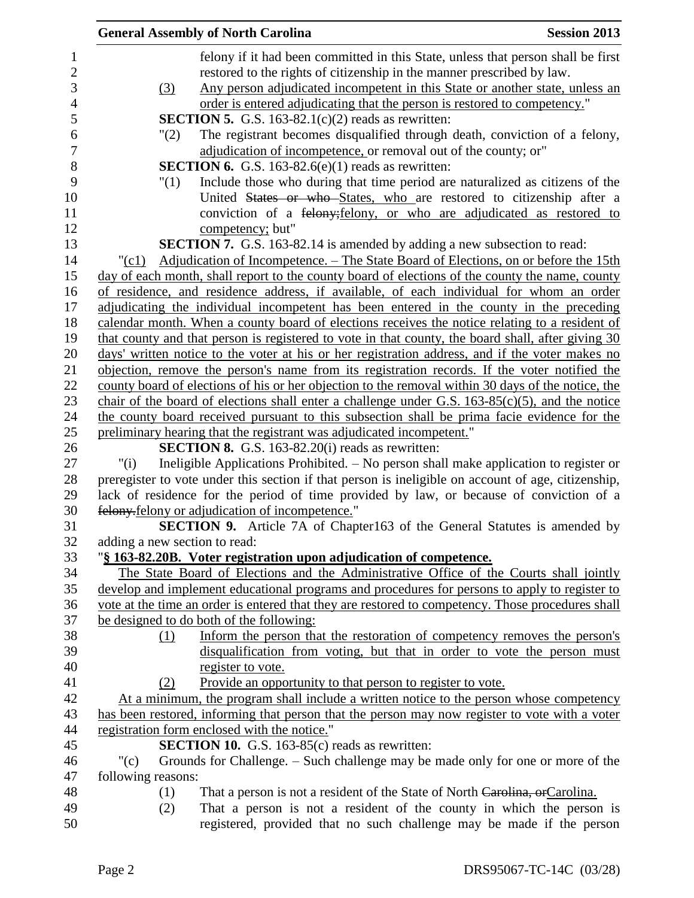felony if it had been committed in this State, unless that person shall be first restored to the rights of citizenship in the manner prescribed by law.

(3) Any person adjudicated incompetent in this State or another state, unless an order is entered adjudicating that the person is restored to competency."

**SECTION 5.** G.S. 163-82.1(c)(2) reads as rewritten:

"(2) The registrant becomes disqualified through death, conviction of a felony, adjudication of incompetence, or removal out of the county; or"

**SECTION 6.** G.S. 163-82.6(e)(1) reads as rewritten:

"(1) Include those who during that time period are naturalized as citizens of the United ~~States or who~~ States, who are restored to citizenship after a conviction of a ~~felony;~~felony, or who are adjudicated as restored to competency; but"

**SECTION 7.** G.S. 163-82.14 is amended by adding a new subsection to read:

"(c1) Adjudication of Incompetence. – The State Board of Elections, on or before the 15th day of each month, shall report to the county board of elections of the county the name, county of residence, and residence address, if available, of each individual for whom an order adjudicating the individual incompetent has been entered in the county in the preceding calendar month. When a county board of elections receives the notice relating to a resident of that county and that person is registered to vote in that county, the board shall, after giving 30 days' written notice to the voter at his or her registration address, and if the voter makes no objection, remove the person's name from its registration records. If the voter notified the county board of elections of his or her objection to the removal within 30 days of the notice, the chair of the board of elections shall enter a challenge under G.S. 163-85(c)(5), and the notice the county board received pursuant to this subsection shall be prima facie evidence for the preliminary hearing that the registrant was adjudicated incompetent."

**SECTION 8.** G.S. 163-82.20(i) reads as rewritten:

"(i) Ineligible Applications Prohibited. – No person shall make application to register or preregister to vote under this section if that person is ineligible on account of age, citizenship, lack of residence for the period of time provided by law, or because of conviction of a ~~felony.~~felony or adjudication of incompetence."

**SECTION 9.** Article 7A of Chapter163 of the General Statutes is amended by adding a new section to read:

"**§ 163-82.20B. Voter registration upon adjudication of competence.**

The State Board of Elections and the Administrative Office of the Courts shall jointly develop and implement educational programs and procedures for persons to apply to register to vote at the time an order is entered that they are restored to competency. Those procedures shall be designed to do both of the following:

(1) Inform the person that the restoration of competency removes the person's disqualification from voting, but that in order to vote the person must register to vote.

(2) Provide an opportunity to that person to register to vote.

At a minimum, the program shall include a written notice to the person whose competency has been restored, informing that person that the person may now register to vote with a voter registration form enclosed with the notice."

**SECTION 10.** G.S. 163-85(c) reads as rewritten:

"(c) Grounds for Challenge. – Such challenge may be made only for one or more of the following reasons:

(1) That a person is not a resident of the State of North ~~Carolina, or~~Carolina.

(2) That a person is not a resident of the county in which the person is registered, provided that no such challenge may be made if the person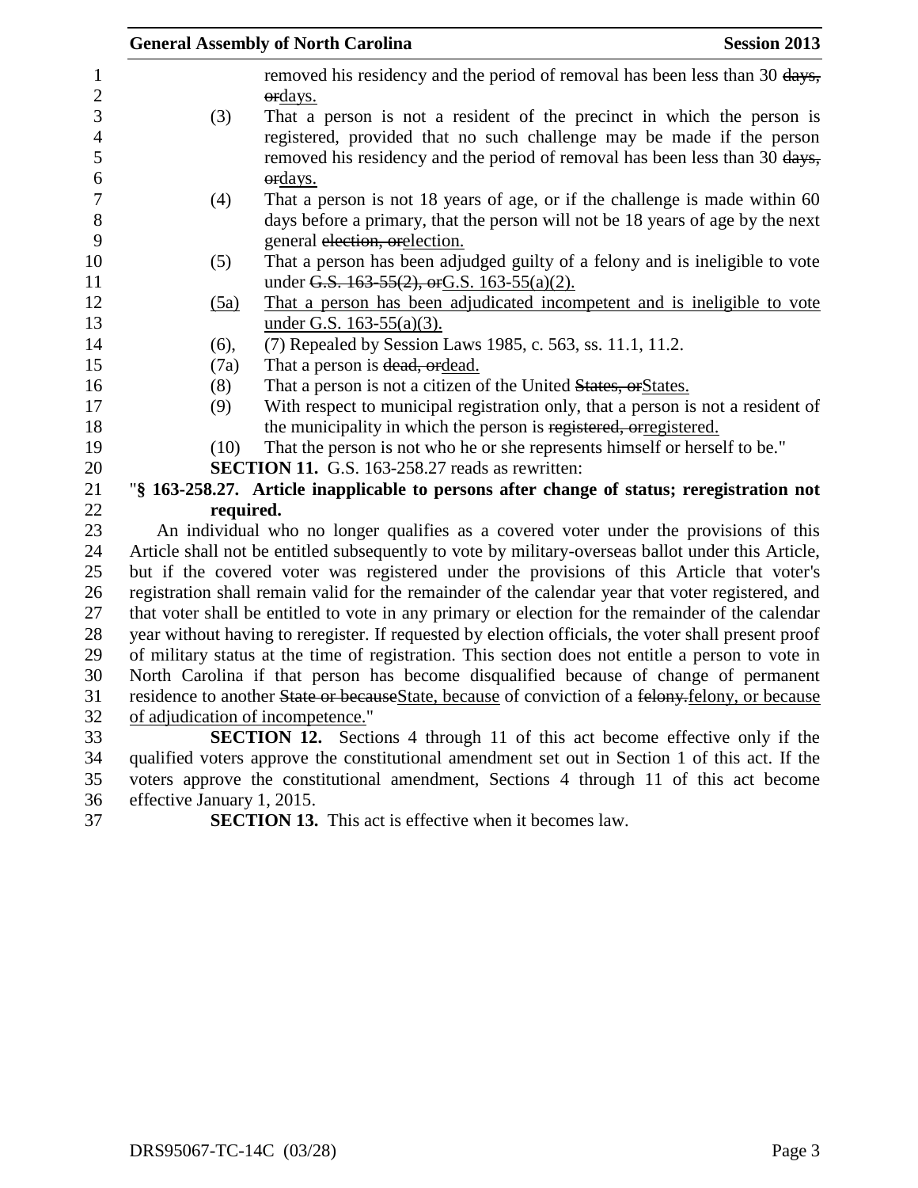removed his residency and the period of removal has been less than 30 ~~days, or~~days.

(3) That a person is not a resident of the precinct in which the person is registered, provided that no such challenge may be made if the person removed his residency and the period of removal has been less than 30 ~~days, or~~days.

(4) That a person is not 18 years of age, or if the challenge is made within 60 days before a primary, that the person will not be 18 years of age by the next general ~~election, or~~election.

(5) That a person has been adjudged guilty of a felony and is ineligible to vote under ~~G.S. 163-55(2), or~~G.S. 163-55(a)(2).

<u>(5a) That a person has been adjudicated incompetent and is ineligible to vote under G.S. 163-55(a)(3).</u>

(6), (7) Repealed by Session Laws 1985, c. 563, ss. 11.1, 11.2.

(7a) That a person is ~~dead, or~~dead.

(8) That a person is not a citizen of the United ~~States, or~~States.

(9) With respect to municipal registration only, that a person is not a resident of the municipality in which the person is ~~registered, or~~registered.

(10) That the person is not who he or she represents himself or herself to be."

**SECTION 11.** G.S. 163-258.27 reads as rewritten:

"**§ 163-258.27. Article inapplicable to persons after change of status; reregistration not required.**

An individual who no longer qualifies as a covered voter under the provisions of this Article shall not be entitled subsequently to vote by military-overseas ballot under this Article, but if the covered voter was registered under the provisions of this Article that voter's registration shall remain valid for the remainder of the calendar year that voter registered, and that voter shall be entitled to vote in any primary or election for the remainder of the calendar year without having to reregister. If requested by election officials, the voter shall present proof of military status at the time of registration. This section does not entitle a person to vote in North Carolina if that person has become disqualified because of change of permanent residence to another ~~State or because~~State, because of conviction of a ~~felony.~~felony, or because of adjudication of incompetence."

**SECTION 12.** Sections 4 through 11 of this act become effective only if the qualified voters approve the constitutional amendment set out in Section 1 of this act. If the voters approve the constitutional amendment, Sections 4 through 11 of this act become effective January 1, 2015.

**SECTION 13.** This act is effective when it becomes law.